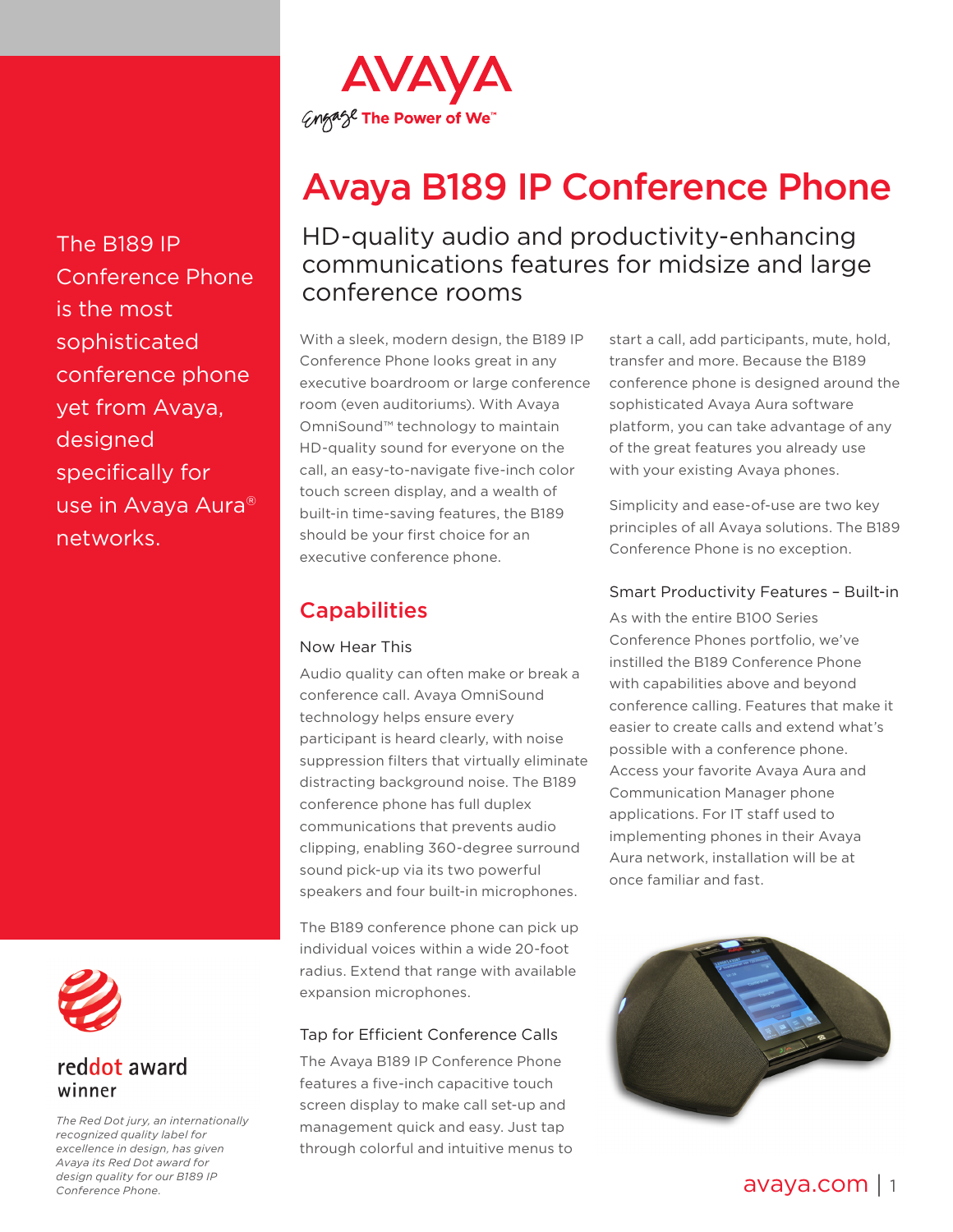AVAYA

Engage The Power of We™

# Avaya B189 IP Conference Phone

## HD-quality audio and productivity-enhancing communications features for midsize and large conference rooms

The B189 IP Conference Phone is the most sophisticated conference phone yet from Avaya, designed specifically for use in Avaya Aura® networks.

With a sleek, modern design, the B189 IP Conference Phone looks great in any executive boardroom or large conference room (even auditoriums). With Avaya OmniSound™ technology to maintain HD-quality sound for everyone on the call, an easy-to-navigate five-inch color touch screen display, and a wealth of built-in time-saving features, the B189 should be your first choice for an executive conference phone.

## Capabilities

### Now Hear This

Audio quality can often make or break a conference call. Avaya OmniSound technology helps ensure every participant is heard clearly, with noise suppression filters that virtually eliminate distracting background noise. The B189 conference phone has full duplex communications that prevents audio clipping, enabling 360-degree surround sound pick-up via its two powerful speakers and four built-in microphones.

The B189 conference phone can pick up individual voices within a wide 20-foot radius. Extend that range with available expansion microphones.

### Tap for Efficient Conference Calls

The Avaya B189 IP Conference Phone features a five-inch capacitive touch screen display to make call set-up and management quick and easy. Just tap through colorful and intuitive menus to start a call, add participants, mute, hold, transfer and more. Because the B189 conference phone is designed around the sophisticated Avaya Aura software platform, you can take advantage of any of the great features you already use with your existing Avaya phones.

Simplicity and ease-of-use are two key principles of all Avaya solutions. The B189 Conference Phone is no exception.

### Smart Productivity Features – Built-in

As with the entire B100 Series Conference Phones portfolio, we've instilled the B189 Conference Phone with capabilities above and beyond conference calling. Features that make it easier to create calls and extend what's possible with a conference phone. Access your favorite Avaya Aura and Communication Manager phone applications. For IT staff used to implementing phones in their Avaya Aura network, installation will be at once familiar and fast.

reddot award winner

*The Red Dot jury, an internationally recognized quality label for excellence in design, has given Avaya its Red Dot award for design quality for our B189 IP Conference Phone.*

avaya.com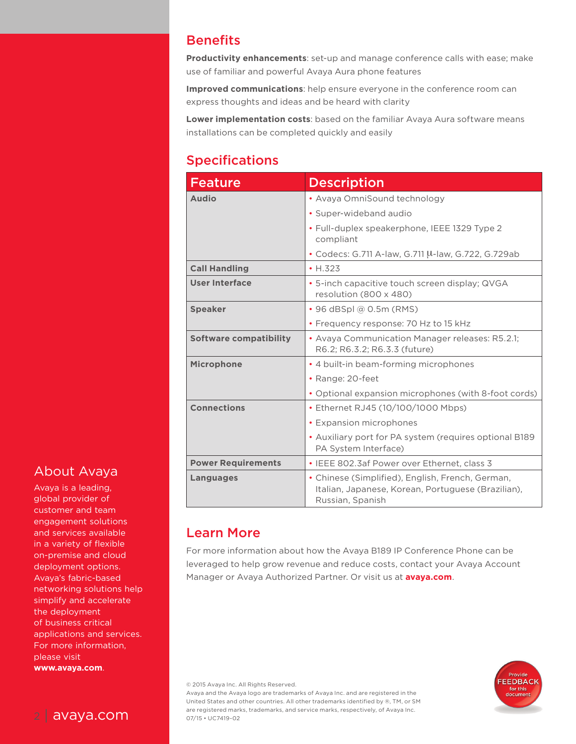## Benefits

**Productivity enhancements**: set-up and manage conference calls with ease; make use of familiar and powerful Avaya Aura phone features

**Improved communications**: help ensure everyone in the conference room can express thoughts and ideas and be heard with clarity

**Lower implementation costs**: based on the familiar Avaya Aura software means installations can be completed quickly and easily

## Specifications

| Feature | Description |
|---|---|
| **Audio** | • Avaya OmniSound technology<br>• Super-wideband audio<br>• Full-duplex speakerphone, IEEE 1329 Type 2 compliant<br>• Codecs: G.711 A-law, G.711 μ-law, G.722, G.729ab |
| **Call Handling** | • H.323 |
| **User Interface** | • 5-inch capacitive touch screen display; QVGA resolution (800 x 480) |
| **Speaker** | • 96 dBSpl @ 0.5m (RMS)<br>• Frequency response: 70 Hz to 15 kHz |
| **Software compatibility** | • Avaya Communication Manager releases: R5.2.1; R6.2; R6.3.2; R6.3.3 (future) |
| **Microphone** | • 4 built-in beam-forming microphones<br>• Range: 20-feet<br>• Optional expansion microphones (with 8-foot cords) |
| **Connections** | • Ethernet RJ45 (10/100/1000 Mbps)<br>• Expansion microphones<br>• Auxiliary port for PA system (requires optional B189 PA System Interface) |
| **Power Requirements** | • IEEE 802.3af Power over Ethernet, class 3 |
| **Languages** | • Chinese (Simplified), English, French, German, Italian, Japanese, Korean, Portuguese (Brazilian), Russian, Spanish |

## Learn More

For more information about how the Avaya B189 IP Conference Phone can be leveraged to help grow revenue and reduce costs, contact your Avaya Account Manager or Avaya Authorized Partner. Or visit us at **avaya.com**.

## About Avaya

Avaya is a leading, global provider of customer and team engagement solutions and services available in a variety of flexible on-premise and cloud deployment options. Avaya's fabric-based networking solutions help simplify and accelerate the deployment of business critical applications and services. For more information, please visit **www.avaya.com**.

Provide FEEDBACK for this document

© 2015 Avaya Inc. All Rights Reserved.
Avaya and the Avaya logo are trademarks of Avaya Inc. and are registered in the United States and other countries. All other trademarks identified by ®, TM, or SM are registered marks, trademarks, and service marks, respectively, of Avaya Inc.
07/15 • UC7419-02